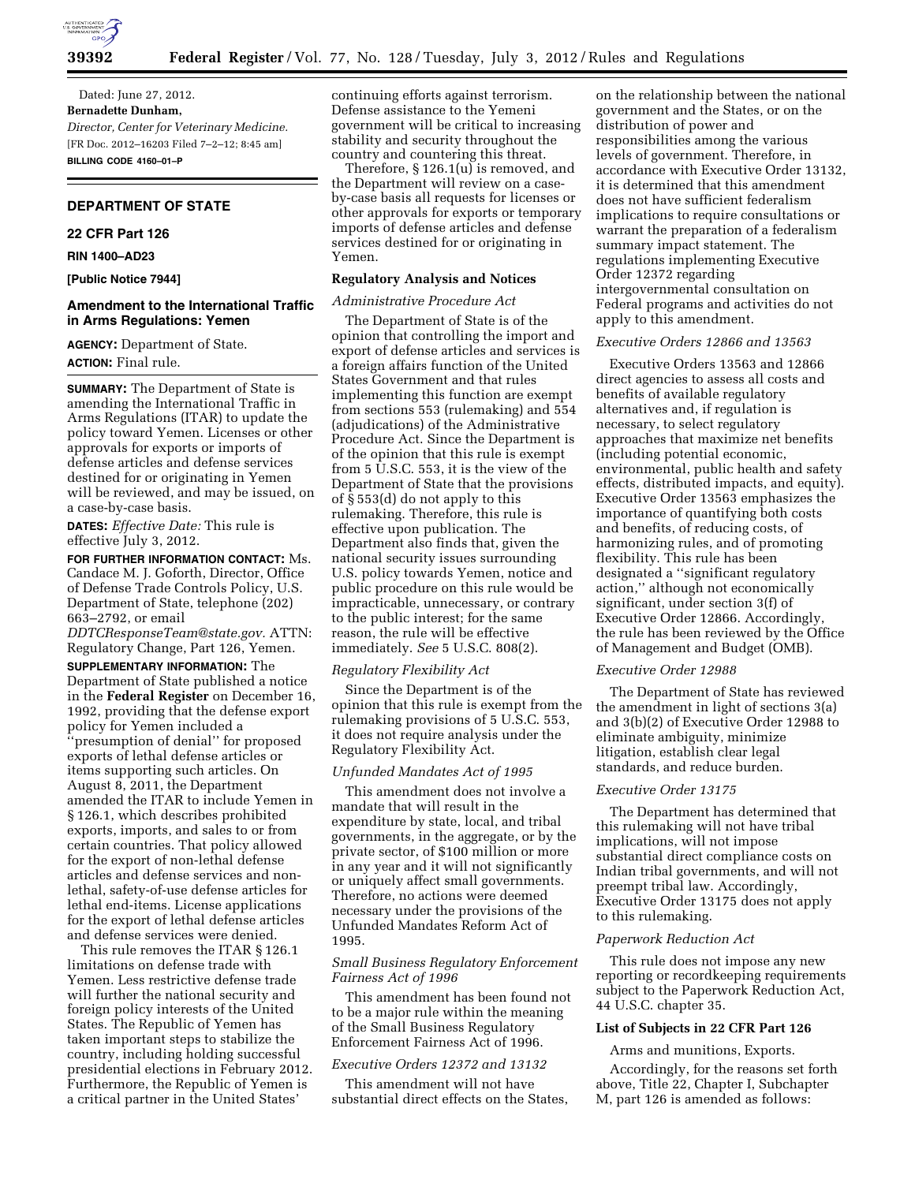Dated: June 27, 2012.

**Bernadette Dunham,**

*Director, Center for Veterinary Medicine.*

[FR Doc. 2012–16203 Filed 7–2–12; 8:45 am]

**BILLING CODE 4160–01–P**

## DEPARTMENT OF STATE

### 22 CFR Part 126

**RIN 1400–AD23**

**[Public Notice 7944]**

### Amendment to the International Traffic in Arms Regulations: Yemen

**AGENCY:** Department of State.

**ACTION:** Final rule.

**SUMMARY:** The Department of State is amending the International Traffic in Arms Regulations (ITAR) to update the policy toward Yemen. Licenses or other approvals for exports or imports of defense articles and defense services destined for or originating in Yemen will be reviewed, and may be issued, on a case-by-case basis.

**DATES:** *Effective Date:* This rule is effective July 3, 2012.

**FOR FURTHER INFORMATION CONTACT:** Ms. Candace M. J. Goforth, Director, Office of Defense Trade Controls Policy, U.S. Department of State, telephone (202) 663–2792, or email *DDTCResponseTeam@state.gov.* ATTN: Regulatory Change, Part 126, Yemen.

**SUPPLEMENTARY INFORMATION:** The Department of State published a notice in the **Federal Register** on December 16, 1992, providing that the defense export policy for Yemen included a "presumption of denial" for proposed exports of lethal defense articles or items supporting such articles. On August 8, 2011, the Department amended the ITAR to include Yemen in § 126.1, which describes prohibited exports, imports, and sales to or from certain countries. That policy allowed for the export of non-lethal defense articles and defense services and non-lethal, safety-of-use defense articles for lethal end-items. License applications for the export of lethal defense articles and defense services were denied.

This rule removes the ITAR § 126.1 limitations on defense trade with Yemen. Less restrictive defense trade will further the national security and foreign policy interests of the United States. The Republic of Yemen has taken important steps to stabilize the country, including holding successful presidential elections in February 2012. Furthermore, the Republic of Yemen is a critical partner in the United States' continuing efforts against terrorism. Defense assistance to the Yemeni government will be critical to increasing stability and security throughout the country and countering this threat.

Therefore, § 126.1(u) is removed, and the Department will review on a case-by-case basis all requests for licenses or other approvals for exports or temporary imports of defense articles and defense services destined for or originating in Yemen.

#### Regulatory Analysis and Notices

*Administrative Procedure Act*

The Department of State is of the opinion that controlling the import and export of defense articles and services is a foreign affairs function of the United States Government and that rules implementing this function are exempt from sections 553 (rulemaking) and 554 (adjudications) of the Administrative Procedure Act. Since the Department is of the opinion that this rule is exempt from 5 U.S.C. 553, it is the view of the Department of State that the provisions of § 553(d) do not apply to this rulemaking. Therefore, this rule is effective upon publication. The Department also finds that, given the national security issues surrounding U.S. policy towards Yemen, notice and public procedure on this rule would be impracticable, unnecessary, or contrary to the public interest; for the same reason, the rule will be effective immediately. *See* 5 U.S.C. 808(2).

*Regulatory Flexibility Act*

Since the Department is of the opinion that this rule is exempt from the rulemaking provisions of 5 U.S.C. 553, it does not require analysis under the Regulatory Flexibility Act.

*Unfunded Mandates Act of 1995*

This amendment does not involve a mandate that will result in the expenditure by state, local, and tribal governments, in the aggregate, or by the private sector, of $100 million or more in any year and it will not significantly or uniquely affect small governments. Therefore, no actions were deemed necessary under the provisions of the Unfunded Mandates Reform Act of 1995.

*Small Business Regulatory Enforcement Fairness Act of 1996*

This amendment has been found not to be a major rule within the meaning of the Small Business Regulatory Enforcement Fairness Act of 1996.

*Executive Orders 12372 and 13132*

This amendment will not have substantial direct effects on the States, on the relationship between the national government and the States, or on the distribution of power and responsibilities among the various levels of government. Therefore, in accordance with Executive Order 13132, it is determined that this amendment does not have sufficient federalism implications to require consultations or warrant the preparation of a federalism summary impact statement. The regulations implementing Executive Order 12372 regarding intergovernmental consultation on Federal programs and activities do not apply to this amendment.

*Executive Orders 12866 and 13563*

Executive Orders 13563 and 12866 direct agencies to assess all costs and benefits of available regulatory alternatives and, if regulation is necessary, to select regulatory approaches that maximize net benefits (including potential economic, environmental, public health and safety effects, distributed impacts, and equity). Executive Order 13563 emphasizes the importance of quantifying both costs and benefits, of reducing costs, of harmonizing rules, and of promoting flexibility. This rule has been designated a "significant regulatory action," although not economically significant, under section 3(f) of Executive Order 12866. Accordingly, the rule has been reviewed by the Office of Management and Budget (OMB).

*Executive Order 12988*

The Department of State has reviewed the amendment in light of sections 3(a) and 3(b)(2) of Executive Order 12988 to eliminate ambiguity, minimize litigation, establish clear legal standards, and reduce burden.

*Executive Order 13175*

The Department has determined that this rulemaking will not have tribal implications, will not impose substantial direct compliance costs on Indian tribal governments, and will not preempt tribal law. Accordingly, Executive Order 13175 does not apply to this rulemaking.

*Paperwork Reduction Act*

This rule does not impose any new reporting or recordkeeping requirements subject to the Paperwork Reduction Act, 44 U.S.C. chapter 35.

#### List of Subjects in 22 CFR Part 126

Arms and munitions, Exports.

Accordingly, for the reasons set forth above, Title 22, Chapter I, Subchapter M, part 126 is amended as follows: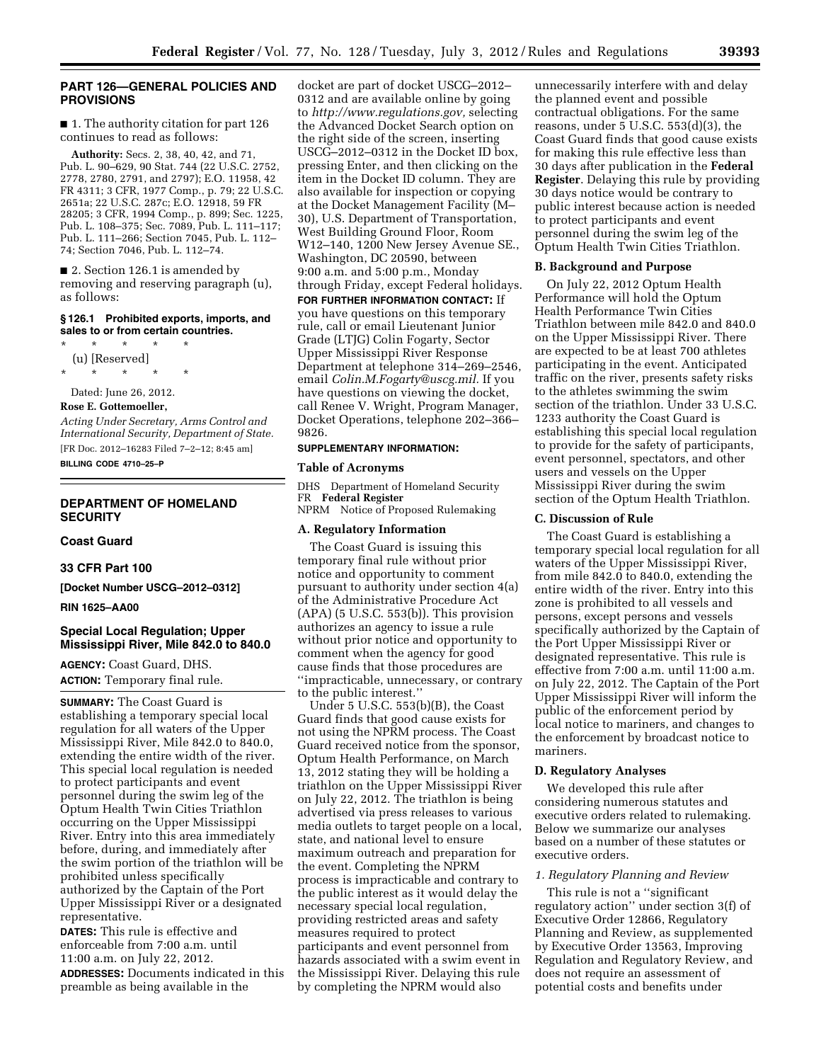## PART 126—GENERAL POLICIES AND PROVISIONS

■ 1. The authority citation for part 126 continues to read as follows:

**Authority:** Secs. 2, 38, 40, 42, and 71, Pub. L. 90–629, 90 Stat. 744 (22 U.S.C. 2752, 2778, 2780, 2791, and 2797); E.O. 11958, 42 FR 4311; 3 CFR, 1977 Comp., p. 79; 22 U.S.C. 2651a; 22 U.S.C. 287c; E.O. 12918, 59 FR 28205; 3 CFR, 1994 Comp., p. 899; Sec. 1225, Pub. L. 108–375; Sec. 7089, Pub. L. 111–117; Pub. L. 111–266; Section 7045, Pub. L. 112–74; Section 7046, Pub. L. 112–74.

■ 2. Section 126.1 is amended by removing and reserving paragraph (u), as follows:

### § 126.1 Prohibited exports, imports, and sales to or from certain countries.

\* \* \* \* \*

(u) [Reserved]

\* \* \* \* \*

Dated: June 26, 2012.

**Rose E. Gottemoeller,**

*Acting Under Secretary, Arms Control and International Security, Department of State.*

[FR Doc. 2012–16283 Filed 7–2–12; 8:45 am]

**BILLING CODE 4710–25–P**

---

## DEPARTMENT OF HOMELAND SECURITY

### Coast Guard

### 33 CFR Part 100

**[Docket Number USCG–2012–0312]**

**RIN 1625–AA00**

## Special Local Regulation; Upper Mississippi River, Mile 842.0 to 840.0

**AGENCY:** Coast Guard, DHS.

**ACTION:** Temporary final rule.

**SUMMARY:** The Coast Guard is establishing a temporary special local regulation for all waters of the Upper Mississippi River, Mile 842.0 to 840.0, extending the entire width of the river. This special local regulation is needed to protect participants and event personnel during the swim leg of the Optum Health Twin Cities Triathlon occurring on the Upper Mississippi River. Entry into this area immediately before, during, and immediately after the swim portion of the triathlon will be prohibited unless specifically authorized by the Captain of the Port Upper Mississippi River or a designated representative.

**DATES:** This rule is effective and enforceable from 7:00 a.m. until 11:00 a.m. on July 22, 2012.

**ADDRESSES:** Documents indicated in this preamble as being available in the docket are part of docket USCG–2012–0312 and are available online by going to *http://www.regulations.gov,* selecting the Advanced Docket Search option on the right side of the screen, inserting USCG–2012–0312 in the Docket ID box, pressing Enter, and then clicking on the item in the Docket ID column. They are also available for inspection or copying at the Docket Management Facility (M–30), U.S. Department of Transportation, West Building Ground Floor, Room W12–140, 1200 New Jersey Avenue SE., Washington, DC 20590, between 9:00 a.m. and 5:00 p.m., Monday through Friday, except Federal holidays.

**FOR FURTHER INFORMATION CONTACT:** If you have questions on this temporary rule, call or email Lieutenant Junior Grade (LTJG) Colin Fogarty, Sector Upper Mississippi River Response Department at telephone 314–269–2546, email *Colin.M.Fogarty@uscg.mil.* If you have questions on viewing the docket, call Renee V. Wright, Program Manager, Docket Operations, telephone 202–366–9826.

**SUPPLEMENTARY INFORMATION:**

### Table of Acronyms

DHS Department of Homeland Security
FR **Federal Register**
NPRM Notice of Proposed Rulemaking

### A. Regulatory Information

The Coast Guard is issuing this temporary final rule without prior notice and opportunity to comment pursuant to authority under section 4(a) of the Administrative Procedure Act (APA) (5 U.S.C. 553(b)). This provision authorizes an agency to issue a rule without prior notice and opportunity to comment when the agency for good cause finds that those procedures are "impracticable, unnecessary, or contrary to the public interest."

Under 5 U.S.C. 553(b)(B), the Coast Guard finds that good cause exists for not using the NPRM process. The Coast Guard received notice from the sponsor, Optum Health Performance, on March 13, 2012 stating they will be holding a triathlon on the Upper Mississippi River on July 22, 2012. The triathlon is being advertised via press releases to various media outlets to target people on a local, state, and national level to ensure maximum outreach and preparation for the event. Completing the NPRM process is impracticable and contrary to the public interest as it would delay the necessary special local regulation, providing restricted areas and safety measures required to protect participants and event personnel from hazards associated with a swim event in the Mississippi River. Delaying this rule by completing the NPRM would also unnecessarily interfere with and delay the planned event and possible contractual obligations. For the same reasons, under 5 U.S.C. 553(d)(3), the Coast Guard finds that good cause exists for making this rule effective less than 30 days after publication in the **Federal Register**. Delaying this rule by providing 30 days notice would be contrary to public interest because action is needed to protect participants and event personnel during the swim leg of the Optum Health Twin Cities Triathlon.

### B. Background and Purpose

On July 22, 2012 Optum Health Performance will hold the Optum Health Performance Twin Cities Triathlon between mile 842.0 and 840.0 on the Upper Mississippi River. There are expected to be at least 700 athletes participating in the event. Anticipated traffic on the river, presents safety risks to the athletes swimming the swim section of the triathlon. Under 33 U.S.C. 1233 authority the Coast Guard is establishing this special local regulation to provide for the safety of participants, event personnel, spectators, and other users and vessels on the Upper Mississippi River during the swim section of the Optum Health Triathlon.

### C. Discussion of Rule

The Coast Guard is establishing a temporary special local regulation for all waters of the Upper Mississippi River, from mile 842.0 to 840.0, extending the entire width of the river. Entry into this zone is prohibited to all vessels and persons, except persons and vessels specifically authorized by the Captain of the Port Upper Mississippi River or designated representative. This rule is effective from 7:00 a.m. until 11:00 a.m. on July 22, 2012. The Captain of the Port Upper Mississippi River will inform the public of the enforcement period by local notice to mariners, and changes to the enforcement by broadcast notice to mariners.

### D. Regulatory Analyses

We developed this rule after considering numerous statutes and executive orders related to rulemaking. Below we summarize our analyses based on a number of these statutes or executive orders.

#### *1. Regulatory Planning and Review*

This rule is not a "significant regulatory action" under section 3(f) of Executive Order 12866, Regulatory Planning and Review, as supplemented by Executive Order 13563, Improving Regulation and Regulatory Review, and does not require an assessment of potential costs and benefits under